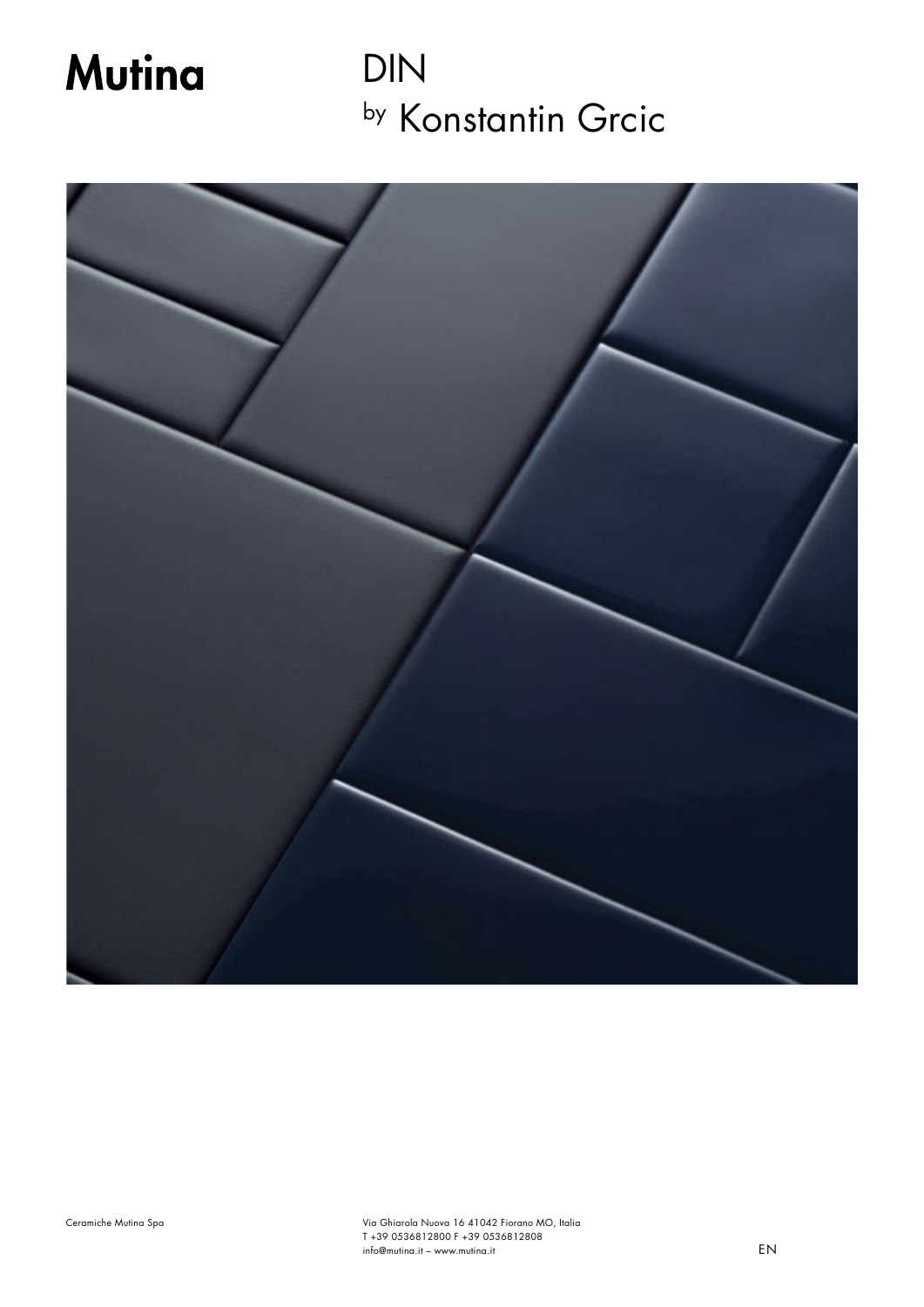# Mutina

# DIN
## by Konstantin Grcic

Ceramiche Mutina Spa

Via Ghiarola Nuova 16 41042 Fiorano MO, Italia
T +39 0536812800 F +39 0536812808
info@mutina.it – www.mutina.it

EN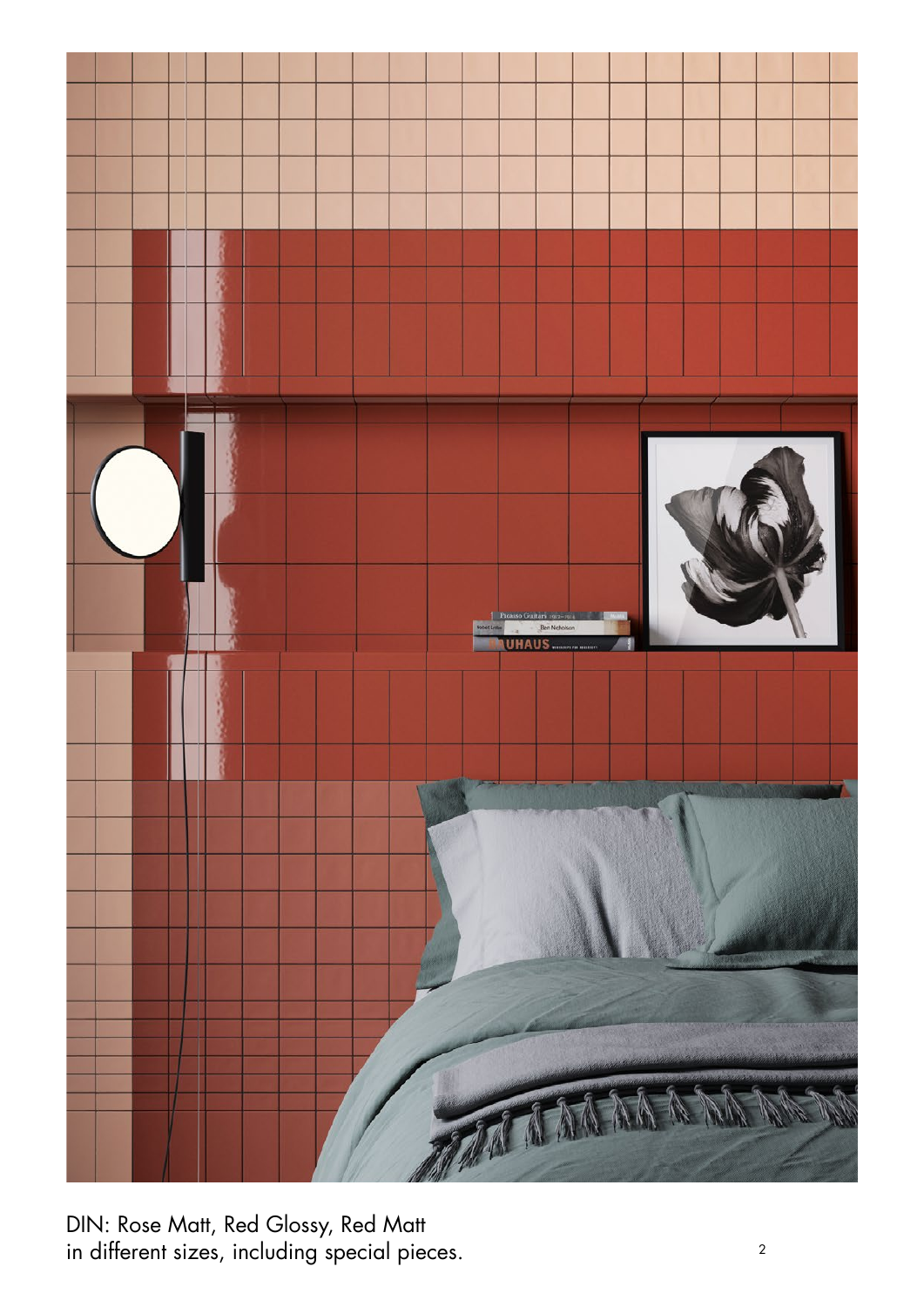DIN: Rose Matt, Red Glossy, Red Matt
in different sizes, including special pieces.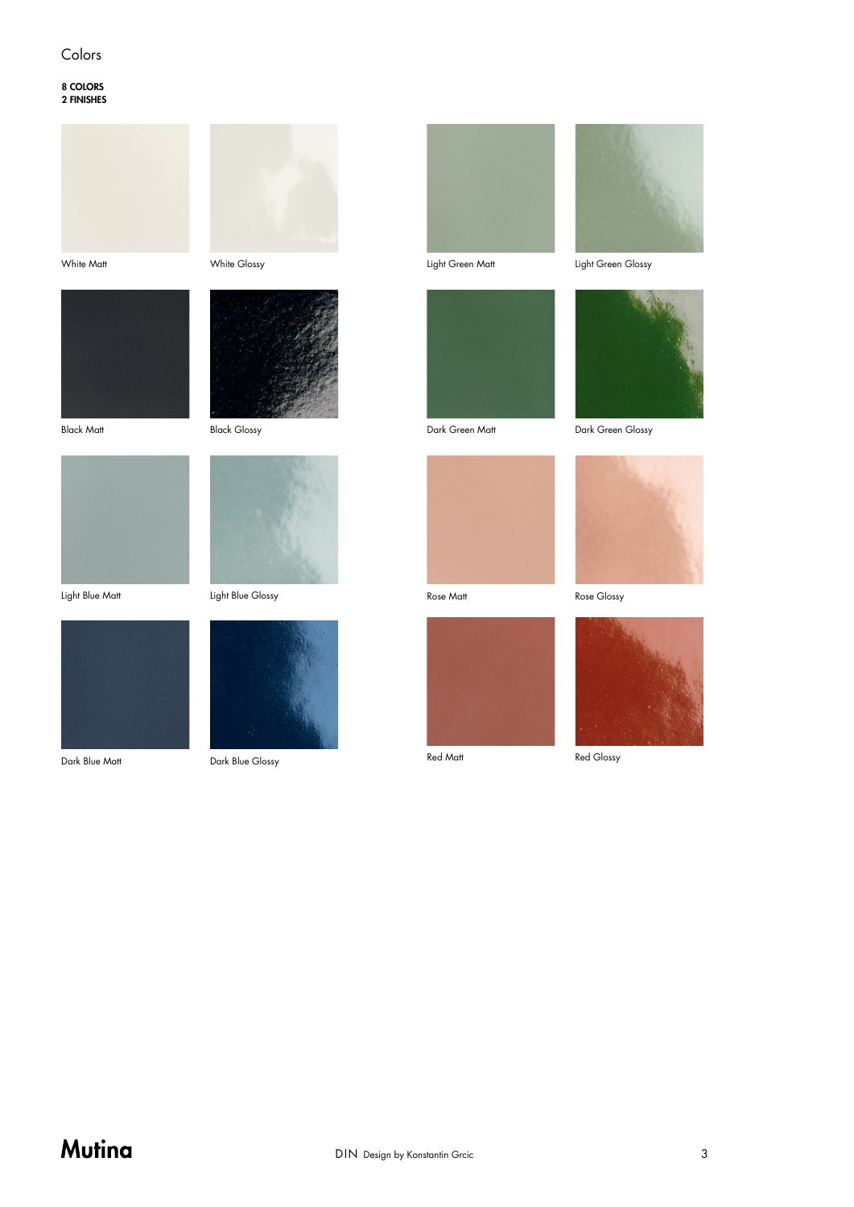# Colors

**8 COLORS**
**2 FINISHES**

White Matt

White Glossy

Light Green Matt

Light Green Glossy

Black Matt

Black Glossy

Dark Green Matt

Dark Green Glossy

Light Blue Matt

Light Blue Glossy

Rose Matt

Rose Glossy

Dark Blue Matt

Dark Blue Glossy

Red Matt

Red Glossy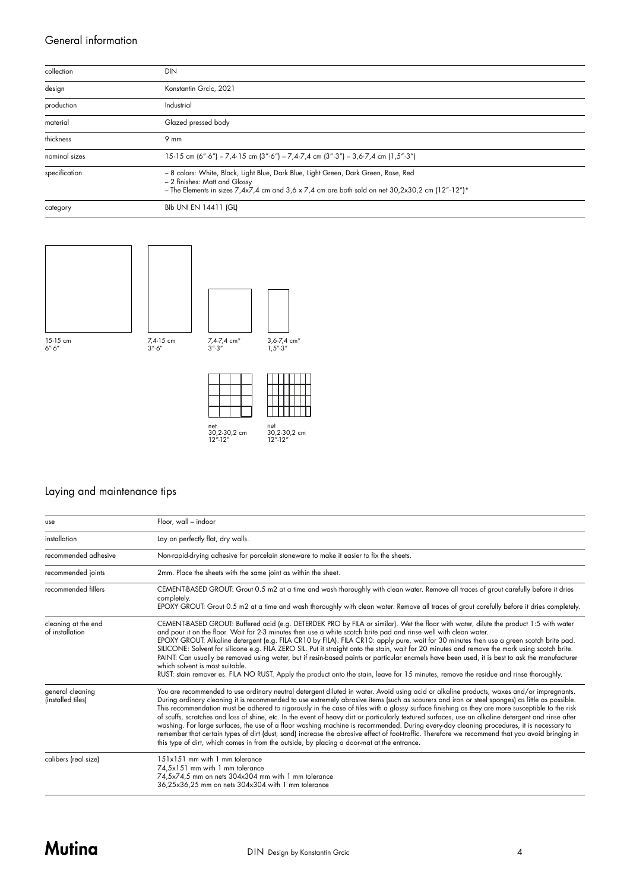## General information

| | |
|---|---|
| collection | DIN |
| design | Konstantin Grcic, 2021 |
| production | Industrial |
| material | Glazed pressed body |
| thickness | 9 mm |
| nominal sizes | 15·15 cm (6"·6") – 7,4·15 cm (3"·6") – 7,4·7,4 cm (3"·3") – 3,6·7,4 cm (1,5"·3") |
| specification | – 8 colors: White, Black, Light Blue, Dark Blue, Light Green, Dark Green, Rose, Red<br>– 2 finishes: Matt and Glossy<br>– The Elements in sizes 7,4x7,4 cm and 3,6 x 7,4 cm are both sold on net 30,2x30,2 cm (12"·12")* |
| category | BIb UNI EN 14411 (GL) |

15·15 cm
6"·6"

7,4·15 cm
3"·6"

7,4·7,4 cm*
3"·3"

3,6·7,4 cm*
1,5"·3"

net
30,2·30,2 cm
12"·12"

net
30,2·30,2 cm
12"·12"

## Laying and maintenance tips

| | |
|---|---|
| use | Floor, wall – indoor |
| installation | Lay on perfectly flat, dry walls. |
| recommended adhesive | Non-rapid-drying adhesive for porcelain stoneware to make it easier to fix the sheets. |
| recommended joints | 2mm. Place the sheets with the same joint as within the sheet. |
| recommended fillers | CEMENT-BASED GROUT: Grout 0.5 m2 at a time and wash thoroughly with clean water. Remove all traces of grout carefully before it dries completely.<br>EPOXY GROUT: Grout 0.5 m2 at a time and wash thoroughly with clean water. Remove all traces of grout carefully before it dries completely. |
| cleaning at the end of installation | CEMENT-BASED GROUT: Buffered acid (e.g. DETERDEK PRO by FILA or similar). Wet the floor with water, dilute the product 1:5 with water and pour it on the floor. Wait for 2-3 minutes then use a white scotch brite pad and rinse well with clean water.<br>EPOXY GROUT: Alkaline detergent (e.g. FILA CR10 by FILA). FILA CR10: apply pure, wait for 30 minutes then use a green scotch brite pad.<br>SILICONE: Solvent for silicone e.g. FILA ZERO SIL. Put it straight onto the stain, wait for 20 minutes and remove the mark using scotch brite.<br>PAINT: Can usually be removed using water, but if resin-based paints or particular enamels have been used, it is best to ask the manufacturer which solvent is most suitable.<br>RUST: stain remover es. FILA NO RUST. Apply the product onto the stain, leave for 15 minutes, remove the residue and rinse thoroughly. |
| general cleaning (installed tiles) | You are recommended to use ordinary neutral detergent diluted in water. Avoid using acid or alkaline products, waxes and/or impregnants. During ordinary cleaning it is recommended to use extremely abrasive items (such as scourers and iron or steel sponges) as little as possible. This recommendation must be adhered to rigorously in the case of tiles with a glossy surface finishing as they are more susceptible to the risk of scuffs, scratches and loss of shine, etc. In the event of heavy dirt or particularly textured surfaces, use an alkaline detergent and rinse after washing. For large surfaces, the use of a floor washing machine is recommended. During every-day cleaning procedures, it is necessary to remember that certain types of dirt (dust, sand) increase the abrasive effect of foot-traffic. Therefore we recommend that you avoid bringing in this type of dirt, which comes in from the outside, by placing a door-mat at the entrance. |
| calibers (real size) | 151x151 mm with 1 mm tolerance<br>74,5x151 mm with 1 mm tolerance<br>74,5x74,5 mm on nets 304x304 mm with 1 mm tolerance<br>36,25x36,25 mm on nets 304x304 with 1 mm tolerance |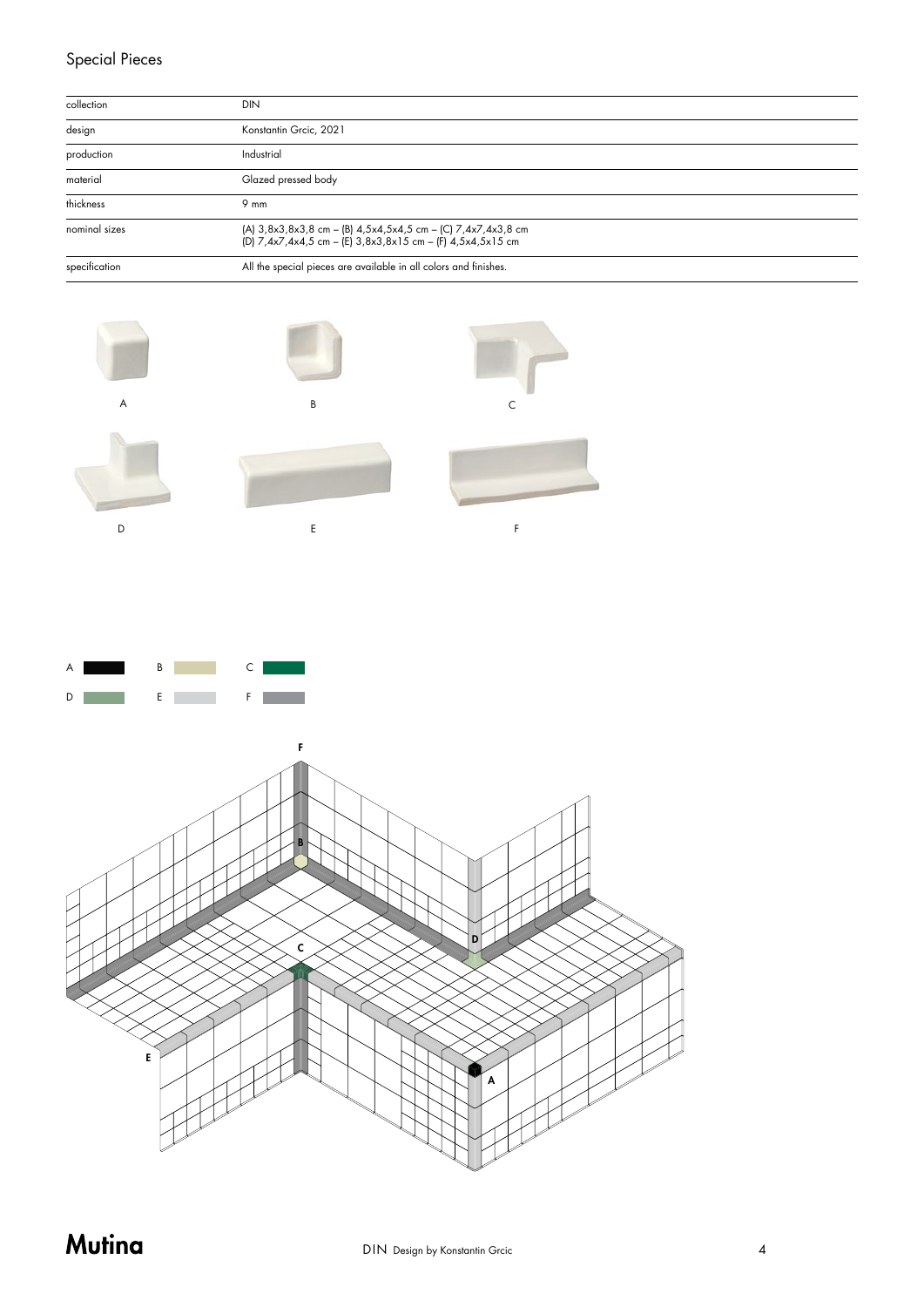## Special Pieces

| | |
|---|---|
| collection | DIN |
| design | Konstantin Grcic, 2021 |
| production | Industrial |
| material | Glazed pressed body |
| thickness | 9 mm |
| nominal sizes | (A) 3,8x3,8x3,8 cm – (B) 4,5x4,5x4,5 cm – (C) 7,4x7,4x3,8 cm<br>(D) 7,4x7,4x4,5 cm – (E) 3,8x3,8x15 cm – (F) 4,5x4,5x15 cm |
| specification | All the special pieces are available in all colors and finishes. |

A B C

D E F

A B C

D E F

F

B

D

C

E

A